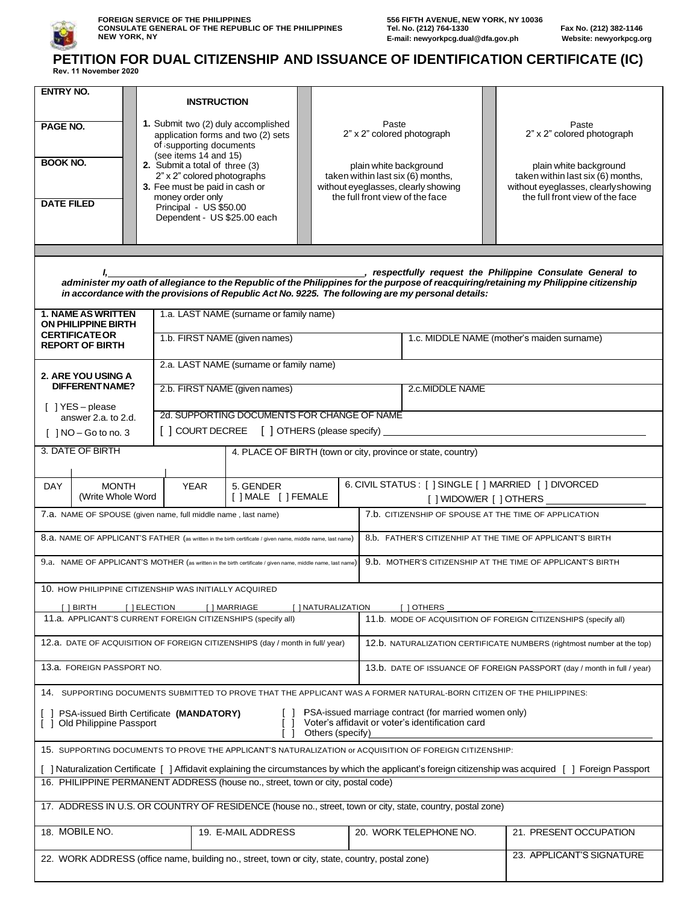FOREIGN SERVICE OF THE PHILIPPINES
CONSULATE GENERAL OF THE REPUBLIC OF THE PHILIPPINES
NEW YORK, NY

556 FIFTH AVENUE, NEW YORK, NY 10036
Tel. No. (212) 764-1330 Fax No. (212) 382-1146
E-mail: newyorkpcg.dual@dfa.gov.ph Website: newyorkpcg.org

# PETITION FOR DUAL CITIZENSHIP AND ISSUANCE OF IDENTIFICATION CERTIFICATE (IC)

Rev. 11 November 2020

| ENTRY NO. | INSTRUCTION | Paste 2" x 2" colored photograph | Paste 2" x 2" colored photograph |
|---|---|---|---|
| PAGE NO. | 1. Submit two (2) duly accomplished application forms and two (2) sets of supporting documents (see items 14 and 15) | | |
| BOOK NO. | 2. Submit a total of three (3) 2" x 2" colored photographs | plain white background taken within last six (6) months, without eyeglasses, clearly showing the full front view of the face | plain white background taken within last six (6) months, without eyeglasses, clearly showing the full front view of the face |
| DATE FILED | 3. Fee must be paid in cash or money order only<br>Principal - US $50.00<br>Dependent - US $25.00 each | | |

***I, \_\_\_\_\_\_\_\_\_\_\_\_\_\_\_\_\_\_\_\_\_\_\_\_\_\_\_\_\_\_\_\_\_\_\_\_\_\_\_\_, respectfully request the Philippine Consulate General to administer my oath of allegiance to the Republic of the Philippines for the purpose of reacquiring/retaining my Philippine citizenship in accordance with the provisions of Republic Act No. 9225. The following are my personal details:***

| | | |
|---|---|---|
| **1. NAME AS WRITTEN ON PHILIPPINE BIRTH CERTIFICATE OR REPORT OF BIRTH** | 1.a. LAST NAME (surname or family name) | |
| | 1.b. FIRST NAME (given names) | 1.c. MIDDLE NAME (mother's maiden surname) |
| **2. ARE YOU USING A DIFFERENT NAME?**<br>[ ] YES – please answer 2.a. to 2.d.<br>[ ] NO – Go to no. 3 | 2.a. LAST NAME (surname or family name) | |
| | 2.b. FIRST NAME (given names) | 2.c. MIDDLE NAME |
| | 2d. SUPPORTING DOCUMENTS FOR CHANGE OF NAME<br>[ ] COURT DECREE [ ] OTHERS (please specify) \_\_\_\_\_\_\_\_\_\_ | |

| 3. DATE OF BIRTH | | | 4. PLACE OF BIRTH (town or city, province or state, country) | |
|---|---|---|---|---|
| DAY | MONTH (Write Whole Word) | YEAR | 5. GENDER<br>[ ] MALE [ ] FEMALE | 6. CIVIL STATUS : [ ] SINGLE [ ] MARRIED [ ] DIVORCED [ ] WIDOW/ER [ ] OTHERS \_\_\_\_\_\_\_\_ |

| | |
|---|---|
| 7.a. NAME OF SPOUSE (given name, full middle name , last name) | 7.b. CITIZENSHIP OF SPOUSE AT THE TIME OF APPLICATION |
| 8.a. NAME OF APPLICANT'S FATHER (as written in the birth certificate / given name, middle name, last name) | 8.b. FATHER'S CITIZENHIP AT THE TIME OF APPLICANT'S BIRTH |
| 9.a. NAME OF APPLICANT'S MOTHER (as written in the birth certificate / given name, middle name, last name) | 9.b. MOTHER'S CITIZENSHIP AT THE TIME OF APPLICANT'S BIRTH |
| 10. HOW PHILIPPINE CITIZENSHIP WAS INITIALLY ACQUIRED<br>[ ] BIRTH [ ] ELECTION [ ] MARRIAGE [ ] NATURALIZATION [ ] OTHERS \_\_\_\_\_\_\_\_ | |
| 11.a. APPLICANT'S CURRENT FOREIGN CITIZENSHIPS (specify all) | 11.b. MODE OF ACQUISITION OF FOREIGN CITIZENSHIPS (specify all) |
| 12.a. DATE OF ACQUISITION OF FOREIGN CITIZENSHIPS (day / month in full/ year) | 12.b. NATURALIZATION CERTIFICATE NUMBERS (rightmost number at the top) |
| 13.a. FOREIGN PASSPORT NO. | 13.b. DATE OF ISSUANCE OF FOREIGN PASSPORT (day / month in full / year) |

14. SUPPORTING DOCUMENTS SUBMITTED TO PROVE THAT THE APPLICANT WAS A FORMER NATURAL-BORN CITIZEN OF THE PHILIPPINES:

[ ] PSA-issued Birth Certificate **(MANDATORY)**
[ ] Old Philippine Passport
[ ] PSA-issued marriage contract (for married women only)
[ ] Voter's affidavit or voter's identification card
[ ] Others (specify) \_\_\_\_\_\_\_\_\_\_

15. SUPPORTING DOCUMENTS TO PROVE THE APPLICANT'S NATURALIZATION or ACQUISITION OF FOREIGN CITIZENSHIP:

[ ] Naturalization Certificate [ ] Affidavit explaining the circumstances by which the applicant's foreign citizenship was acquired [ ] Foreign Passport

16. PHILIPPINE PERMANENT ADDRESS (house no., street, town or city, postal code)

17. ADDRESS IN U.S. OR COUNTRY OF RESIDENCE (house no., street, town or city, state, country, postal zone)

| 18. MOBILE NO. | 19. E-MAIL ADDRESS | 20. WORK TELEPHONE NO. | 21. PRESENT OCCUPATION |
|---|---|---|---|
| 22. WORK ADDRESS (office name, building no., street, town or city, state, country, postal zone) | | | 23. APPLICANT'S SIGNATURE |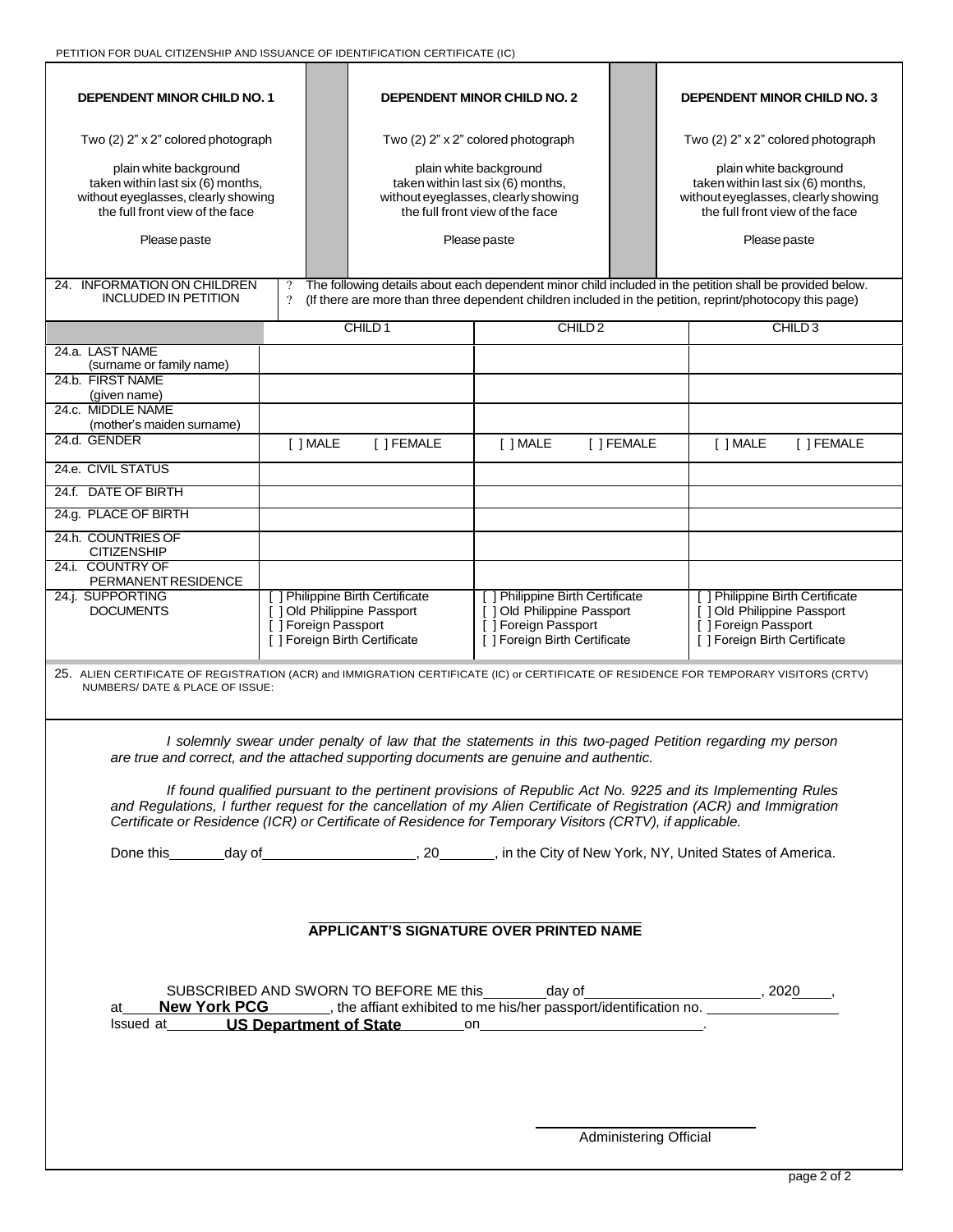| DEPENDENT MINOR CHILD NO. 1 | | DEPENDENT MINOR CHILD NO. 2 | | DEPENDENT MINOR CHILD NO. 3 |
|---|---|---|---|---|
| Two (2) 2" x 2" colored photograph<br><br>plain white background taken within last six (6) months, without eyeglasses, clearly showing the full front view of the face<br><br>Please paste | | Two (2) 2" x 2" colored photograph<br><br>plain white background taken within last six (6) months, without eyeglasses, clearly showing the full front view of the face<br><br>Please paste | | Two (2) 2" x 2" colored photograph<br><br>plain white background taken within last six (6) months, without eyeglasses, clearly showing the full front view of the face<br><br>Please paste |

**24. INFORMATION ON CHILDREN INCLUDED IN PETITION**

- The following details about each dependent minor child included in the petition shall be provided below.
- (If there are more than three dependent children included in the petition, reprint/photocopy this page)

| | CHILD 1 | CHILD 2 | CHILD 3 |
|---|---|---|---|
| 24.a. LAST NAME (surname or family name) | | | |
| 24.b. FIRST NAME (given name) | | | |
| 24.c. MIDDLE NAME (mother's maiden surname) | | | |
| 24.d. GENDER | [ ] MALE [ ] FEMALE | [ ] MALE [ ] FEMALE | [ ] MALE [ ] FEMALE |
| 24.e. CIVIL STATUS | | | |
| 24.f. DATE OF BIRTH | | | |
| 24.g. PLACE OF BIRTH | | | |
| 24.h. COUNTRIES OF CITIZENSHIP | | | |
| 24.i. COUNTRY OF PERMANENT RESIDENCE | | | |
| 24.j. SUPPORTING DOCUMENTS | [ ] Philippine Birth Certificate<br>[ ] Old Philippine Passport<br>[ ] Foreign Passport<br>[ ] Foreign Birth Certificate | [ ] Philippine Birth Certificate<br>[ ] Old Philippine Passport<br>[ ] Foreign Passport<br>[ ] Foreign Birth Certificate | [ ] Philippine Birth Certificate<br>[ ] Old Philippine Passport<br>[ ] Foreign Passport<br>[ ] Foreign Birth Certificate |

25. ALIEN CERTIFICATE OF REGISTRATION (ACR) and IMMIGRATION CERTIFICATE (IC) or CERTIFICATE OF RESIDENCE FOR TEMPORARY VISITORS (CRTV) NUMBERS/ DATE & PLACE OF ISSUE:

*I solemnly swear under penalty of law that the statements in this two-paged Petition regarding my person are true and correct, and the attached supporting documents are genuine and authentic.*

*If found qualified pursuant to the pertinent provisions of Republic Act No. 9225 and its Implementing Rules and Regulations, I further request for the cancellation of my Alien Certificate of Registration (ACR) and Immigration Certificate or Residence (ICR) or Certificate of Residence for Temporary Visitors (CRTV), if applicable.*

Done this_______day of___________________, 20_______, in the City of New York, NY, United States of America.

____________________________________

**APPLICANT'S SIGNATURE OVER PRINTED NAME**

SUBSCRIBED AND SWORN TO BEFORE ME this________day of______________________, 2020____, at **New York PCG**, the affiant exhibited to me his/her passport/identification no. ________________ Issued at **US Department of State** on____________________________.

____________________________

Administering Official